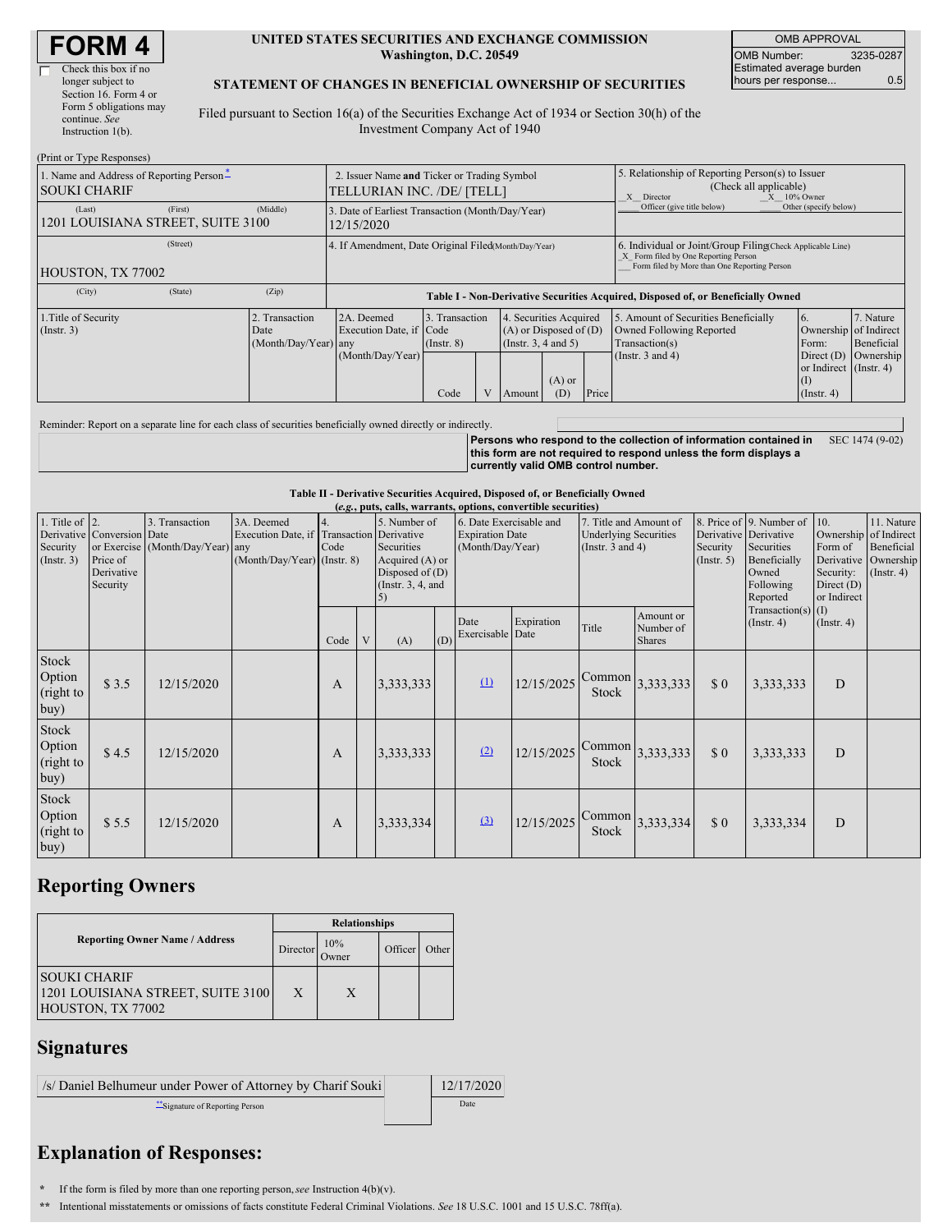# FORM 4

☐ Check this box if no longer subject to Section 16. Form 4 or Form 5 obligations may continue. *See* Instruction 1(b).

**UNITED STATES SECURITIES AND EXCHANGE COMMISSION**
**Washington, D.C. 20549**

**STATEMENT OF CHANGES IN BENEFICIAL OWNERSHIP OF SECURITIES**

Filed pursuant to Section 16(a) of the Securities Exchange Act of 1934 or Section 30(h) of the Investment Company Act of 1940

| OMB APPROVAL | |
|---|---|
| OMB Number: | 3235-0287 |
| Estimated average burden hours per response... | 0.5 |

(Print or Type Responses)

| 1. Name and Address of Reporting Person* | 2. Issuer Name **and** Ticker or Trading Symbol | 5. Relationship of Reporting Person(s) to Issuer (Check all applicable) |
|---|---|---|
| SOUKI CHARIF | TELLURIAN INC. /DE/ [TELL] | _X_ Director _X_ 10% Owner |
| (Last) (First) (Middle) 1201 LOUISIANA STREET, SUITE 3100 | 3. Date of Earliest Transaction (Month/Day/Year) 12/15/2020 | ___ Officer (give title below) ___ Other (specify below) |
| (Street) HOUSTON, TX 77002 | 4. If Amendment, Date Original Filed (Month/Day/Year) | 6. Individual or Joint/Group Filing (Check Applicable Line) _X_ Form filed by One Reporting Person ___ Form filed by More than One Reporting Person |
| (City) (State) (Zip) | | |

**Table I - Non-Derivative Securities Acquired, Disposed of, or Beneficially Owned**

| 1.Title of Security (Instr. 3) | 2. Transaction Date (Month/Day/Year) | 2A. Deemed Execution Date, if any (Month/Day/Year) | 3. Transaction Code (Instr. 8) | | 4. Securities Acquired (A) or Disposed of (D) (Instr. 3, 4 and 5) | | | 5. Amount of Securities Beneficially Owned Following Reported Transaction(s) (Instr. 3 and 4) | 6. Ownership Form: Direct (D) or Indirect (I) (Instr. 4) | 7. Nature of Indirect Beneficial Ownership (Instr. 4) |
|---|---|---|---|---|---|---|---|---|---|---|
| | | | Code | V | Amount | (A) or (D) | Price | | | |

Reminder: Report on a separate line for each class of securities beneficially owned directly or indirectly.

**Persons who respond to the collection of information contained in this form are not required to respond unless the form displays a currently valid OMB control number.** SEC 1474 (9-02)

**Table II - Derivative Securities Acquired, Disposed of, or Beneficially Owned**
**(*e.g.*, puts, calls, warrants, options, convertible securities)**

| 1. Title of Derivative Security (Instr. 3) | 2. Conversion or Exercise Price of Derivative Security | 3. Transaction Date (Month/Day/Year) | 3A. Deemed Execution Date, if any (Month/Day/Year) | 4. Transaction Code (Instr. 8) | | 5. Number of Derivative Securities Acquired (A) or Disposed of (D) (Instr. 3, 4, and 5) | | 6. Date Exercisable and Expiration Date (Month/Day/Year) | | 7. Title and Amount of Underlying Securities (Instr. 3 and 4) | | 8. Price of Derivative Security (Instr. 5) | 9. Number of Derivative Securities Beneficially Owned Following Reported Transaction(s) (Instr. 4) | 10. Ownership Form of Derivative Security: Direct (D) or Indirect (I) (Instr. 4) | 11. Nature of Indirect Beneficial Ownership (Instr. 4) |
|---|---|---|---|---|---|---|---|---|---|---|---|---|---|---|---|
| | | | | Code | V | (A) | (D) | Date Exercisable | Expiration Date | Title | Amount or Number of Shares | | | | |
| Stock Option (right to buy) | $ 3.5 | 12/15/2020 | | A | | 3,333,333 | | (1) | 12/15/2025 | Common Stock | 3,333,333 | $ 0 | 3,333,333 | D | |
| Stock Option (right to buy) | $ 4.5 | 12/15/2020 | | A | | 3,333,333 | | (2) | 12/15/2025 | Common Stock | 3,333,333 | $ 0 | 3,333,333 | D | |
| Stock Option (right to buy) | $ 5.5 | 12/15/2020 | | A | | 3,333,334 | | (3) | 12/15/2025 | Common Stock | 3,333,334 | $ 0 | 3,333,334 | D | |

## Reporting Owners

| Reporting Owner Name / Address | Relationships | | | |
|---|---|---|---|---|
| | Director | 10% Owner | Officer | Other |
| SOUKI CHARIF 1201 LOUISIANA STREET, SUITE 3100 HOUSTON, TX 77002 | X | X | | |

## Signatures

| /s/ Daniel Belhumeur under Power of Attorney by Charif Souki | 12/17/2020 |
|---|---|
| **Signature of Reporting Person | Date |

## Explanation of Responses:

\* If the form is filed by more than one reporting person, *see* Instruction 4(b)(v).

\*\* Intentional misstatements or omissions of facts constitute Federal Criminal Violations. *See* 18 U.S.C. 1001 and 15 U.S.C. 78ff(a).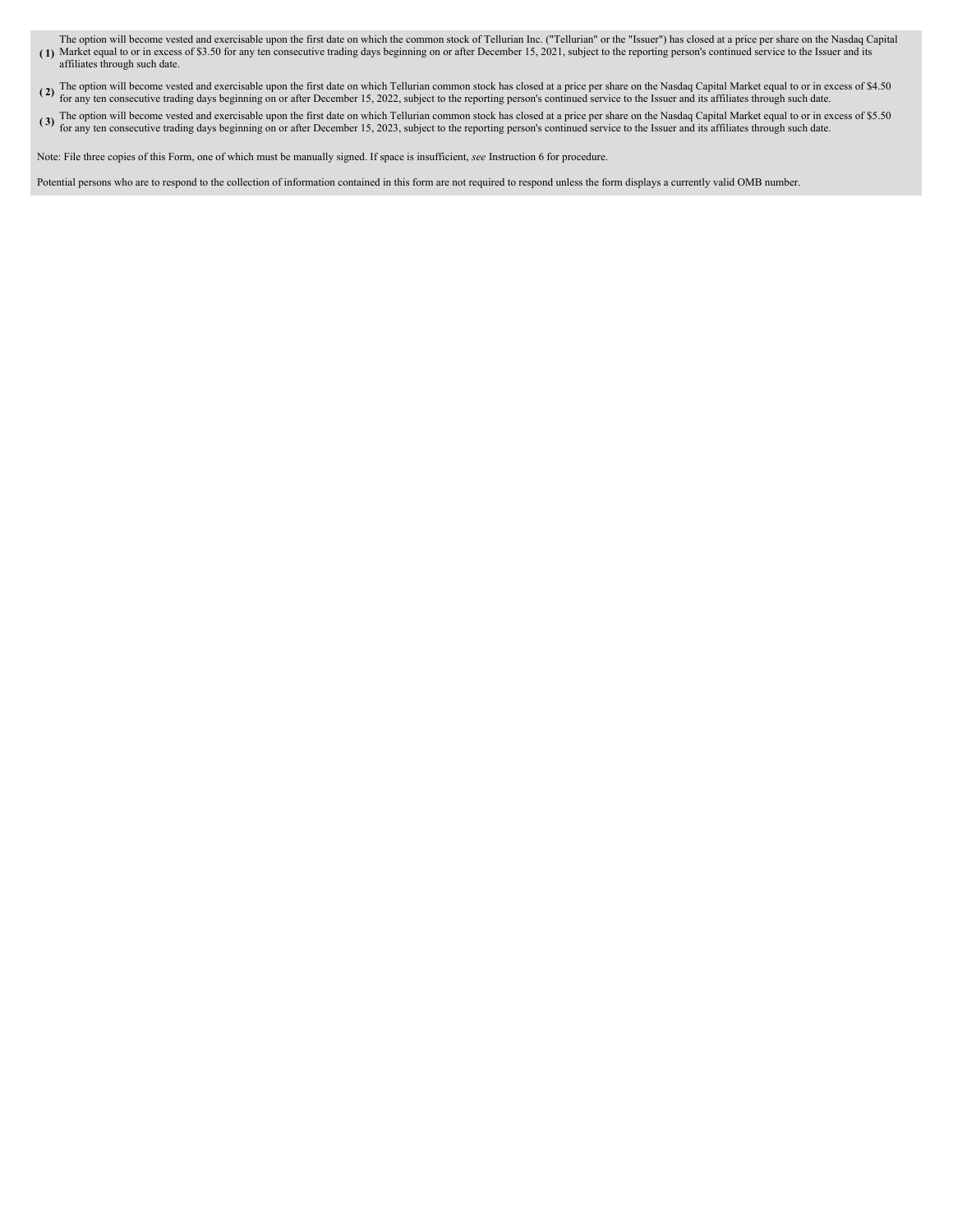**( 1)** The option will become vested and exercisable upon the first date on which the common stock of Tellurian Inc. ("Tellurian" or the "Issuer") has closed at a price per share on the Nasdaq Capital Market equal to or in excess of $3.50 for any ten consecutive trading days beginning on or after December 15, 2021, subject to the reporting person's continued service to the Issuer and its affiliates through such date.

**( 2)** The option will become vested and exercisable upon the first date on which Tellurian common stock has closed at a price per share on the Nasdaq Capital Market equal to or in excess of $4.50 for any ten consecutive trading days beginning on or after December 15, 2022, subject to the reporting person's continued service to the Issuer and its affiliates through such date.

**( 3)** The option will become vested and exercisable upon the first date on which Tellurian common stock has closed at a price per share on the Nasdaq Capital Market equal to or in excess of $5.50 for any ten consecutive trading days beginning on or after December 15, 2023, subject to the reporting person's continued service to the Issuer and its affiliates through such date.

Note: File three copies of this Form, one of which must be manually signed. If space is insufficient, *see* Instruction 6 for procedure.

Potential persons who are to respond to the collection of information contained in this form are not required to respond unless the form displays a currently valid OMB number.